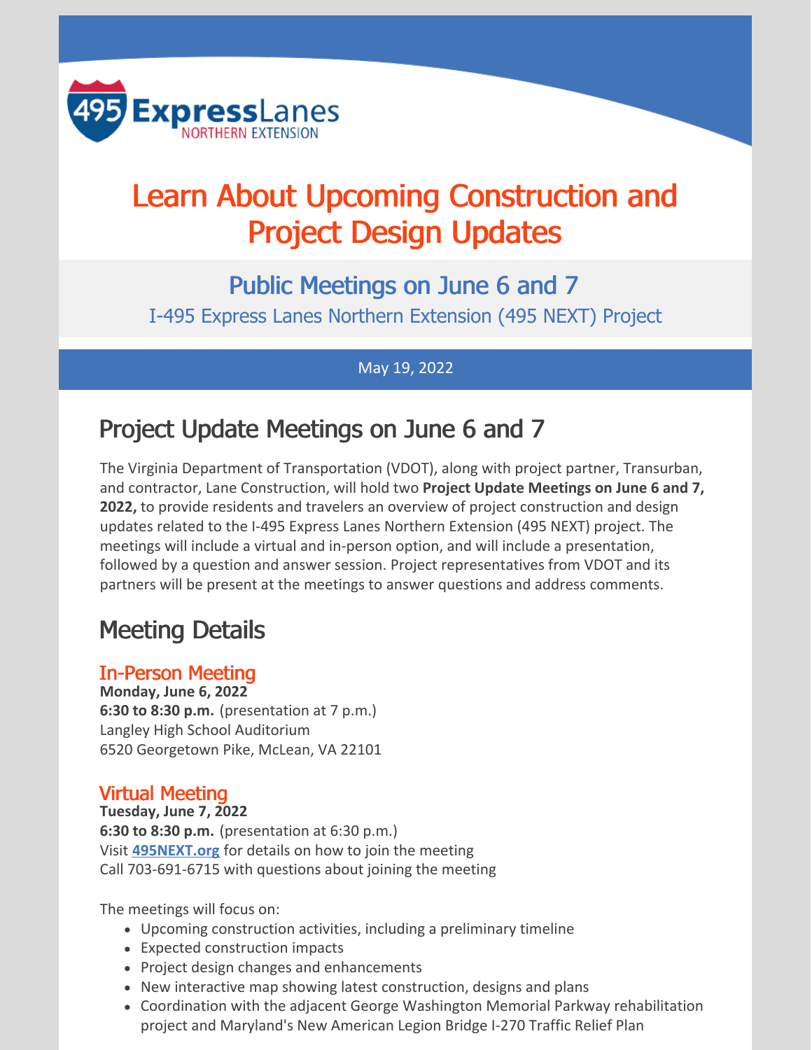495 ExpressLanes NORTHERN EXTENSION

# Learn About Upcoming Construction and Project Design Updates

## Public Meetings on June 6 and 7

I-495 Express Lanes Northern Extension (495 NEXT) Project

May 19, 2022

## Project Update Meetings on June 6 and 7

The Virginia Department of Transportation (VDOT), along with project partner, Transurban, and contractor, Lane Construction, will hold two **Project Update Meetings on June 6 and 7, 2022,** to provide residents and travelers an overview of project construction and design updates related to the I-495 Express Lanes Northern Extension (495 NEXT) project. The meetings will include a virtual and in-person option, and will include a presentation, followed by a question and answer session. Project representatives from VDOT and its partners will be present at the meetings to answer questions and address comments.

## Meeting Details

### In-Person Meeting

**Monday, June 6, 2022**
**6:30 to 8:30 p.m.** (presentation at 7 p.m.)
Langley High School Auditorium
6520 Georgetown Pike, McLean, VA 22101

### Virtual Meeting

**Tuesday, June 7, 2022**
**6:30 to 8:30 p.m.** (presentation at 6:30 p.m.)
Visit **495NEXT.org** for details on how to join the meeting
Call 703-691-6715 with questions about joining the meeting

The meetings will focus on:

- Upcoming construction activities, including a preliminary timeline
- Expected construction impacts
- Project design changes and enhancements
- New interactive map showing latest construction, designs and plans
- Coordination with the adjacent George Washington Memorial Parkway rehabilitation project and Maryland's New American Legion Bridge I-270 Traffic Relief Plan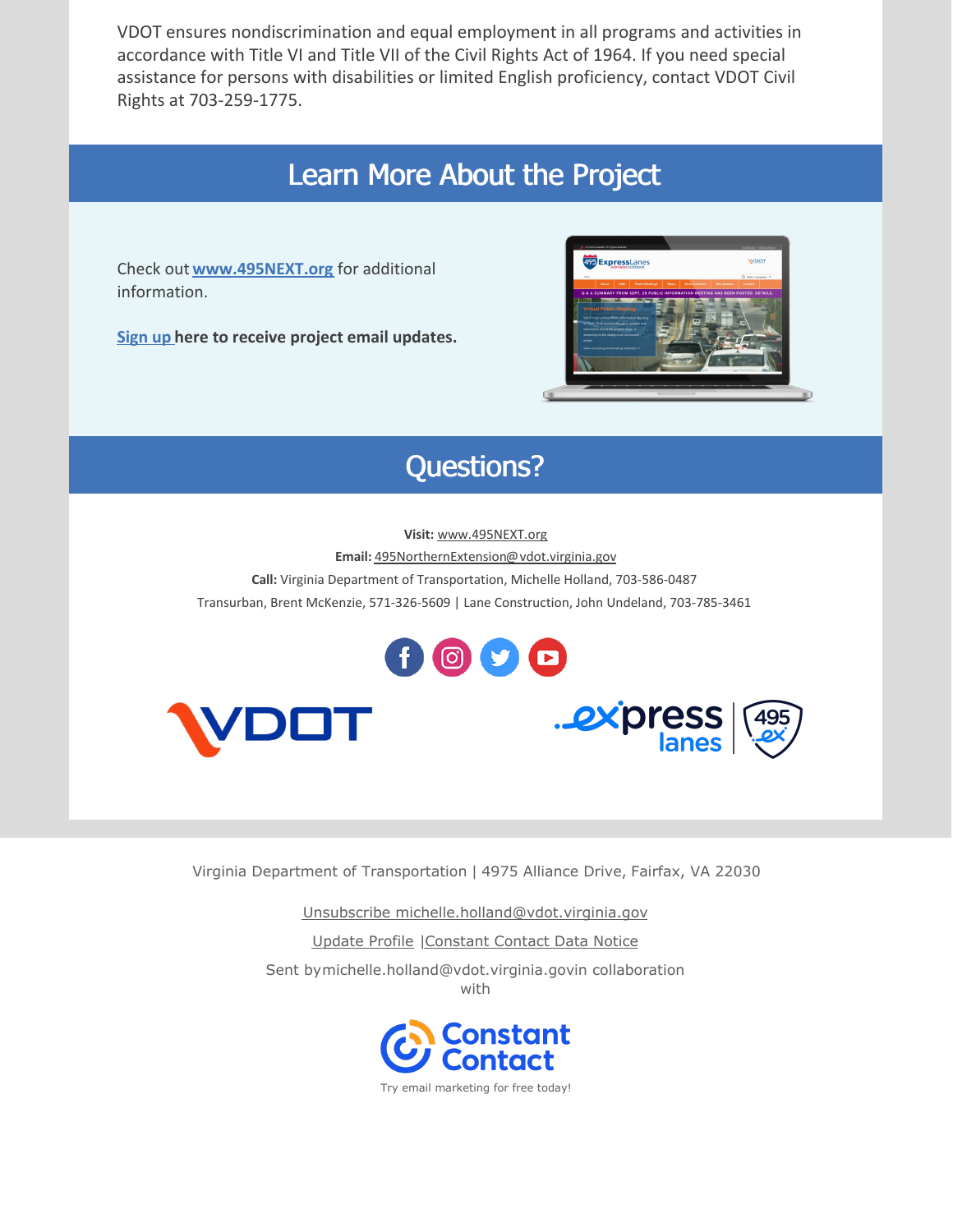VDOT ensures nondiscrimination and equal employment in all programs and activities in accordance with Title VI and Title VII of the Civil Rights Act of 1964. If you need special assistance for persons with disabilities or limited English proficiency, contact VDOT Civil Rights at 703-259-1775.

## Learn More About the Project

Check out www.495NEXT.org for additional information.

**Sign up here to receive project email updates.**

## Questions?

**Visit:** www.495NEXT.org

**Email:** 495NorthernExtension@vdot.virginia.gov

**Call:** Virginia Department of Transportation, Michelle Holland, 703-586-0487

Transurban, Brent McKenzie, 571-326-5609 | Lane Construction, John Undeland, 703-785-3461

Virginia Department of Transportation | 4975 Alliance Drive, Fairfax, VA 22030

Unsubscribe michelle.holland@vdot.virginia.gov

Update Profile |Constant Contact Data Notice

Sent bymichelle.holland@vdot.virginia.govin collaboration with

Try email marketing for free today!